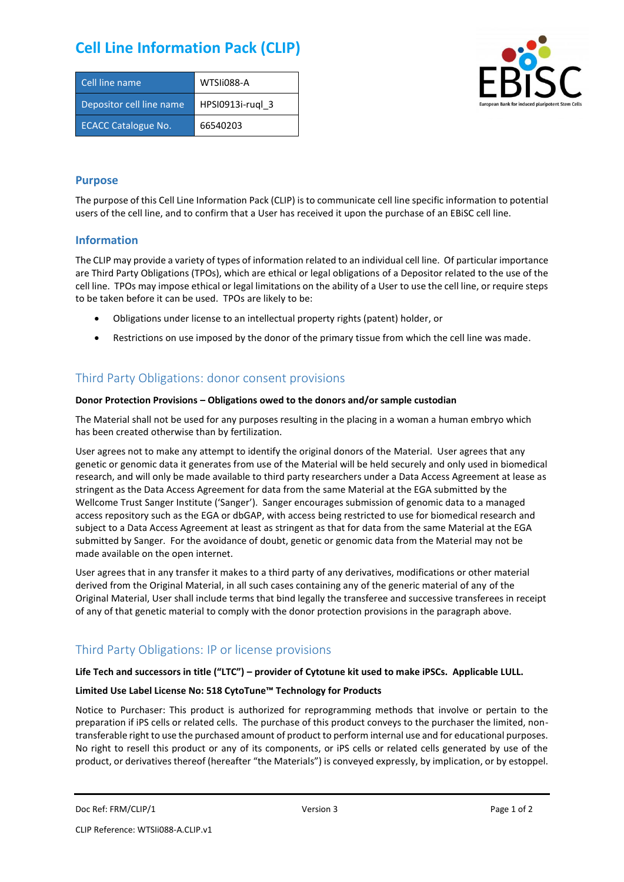# Cell Line Information Pack (CLIP)

| Cell line name | WTSIi088-A |
|---|---|
| Depositor cell line name | HPSI0913i-ruql_3 |
| ECACC Catalogue No. | 66540203 |

## Purpose

The purpose of this Cell Line Information Pack (CLIP) is to communicate cell line specific information to potential users of the cell line, and to confirm that a User has received it upon the purchase of an EBiSC cell line.

## Information

The CLIP may provide a variety of types of information related to an individual cell line. Of particular importance are Third Party Obligations (TPOs), which are ethical or legal obligations of a Depositor related to the use of the cell line. TPOs may impose ethical or legal limitations on the ability of a User to use the cell line, or require steps to be taken before it can be used. TPOs are likely to be:

- Obligations under license to an intellectual property rights (patent) holder, or
- Restrictions on use imposed by the donor of the primary tissue from which the cell line was made.

## Third Party Obligations: donor consent provisions

**Donor Protection Provisions – Obligations owed to the donors and/or sample custodian**

The Material shall not be used for any purposes resulting in the placing in a woman a human embryo which has been created otherwise than by fertilization.

User agrees not to make any attempt to identify the original donors of the Material. User agrees that any genetic or genomic data it generates from use of the Material will be held securely and only used in biomedical research, and will only be made available to third party researchers under a Data Access Agreement at lease as stringent as the Data Access Agreement for data from the same Material at the EGA submitted by the Wellcome Trust Sanger Institute ('Sanger'). Sanger encourages submission of genomic data to a managed access repository such as the EGA or dbGAP, with access being restricted to use for biomedical research and subject to a Data Access Agreement at least as stringent as that for data from the same Material at the EGA submitted by Sanger. For the avoidance of doubt, genetic or genomic data from the Material may not be made available on the open internet.

User agrees that in any transfer it makes to a third party of any derivatives, modifications or other material derived from the Original Material, in all such cases containing any of the generic material of any of the Original Material, User shall include terms that bind legally the transferee and successive transferees in receipt of any of that genetic material to comply with the donor protection provisions in the paragraph above.

## Third Party Obligations: IP or license provisions

**Life Tech and successors in title ("LTC") – provider of Cytotune kit used to make iPSCs. Applicable LULL.**

**Limited Use Label License No: 518 CytoTune™ Technology for Products**

Notice to Purchaser: This product is authorized for reprogramming methods that involve or pertain to the preparation if iPS cells or related cells. The purchase of this product conveys to the purchaser the limited, non-transferable right to use the purchased amount of product to perform internal use and for educational purposes. No right to resell this product or any of its components, or iPS cells or related cells generated by use of the product, or derivatives thereof (hereafter "the Materials") is conveyed expressly, by implication, or by estoppel.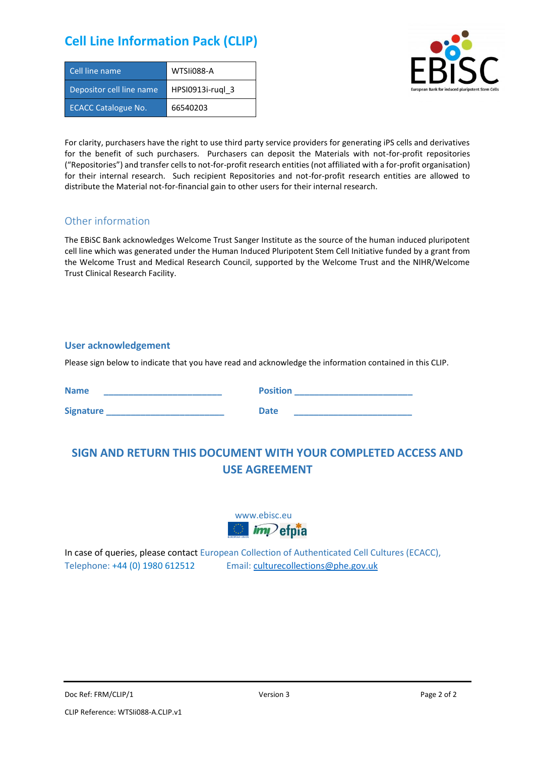# Cell Line Information Pack (CLIP)

| | |
|---|---|
| Cell line name | WTSIi088-A |
| Depositor cell line name | HPSI0913i-ruql_3 |
| ECACC Catalogue No. | 66540203 |

For clarity, purchasers have the right to use third party service providers for generating iPS cells and derivatives for the benefit of such purchasers. Purchasers can deposit the Materials with not-for-profit repositories (“Repositories”) and transfer cells to not-for-profit research entities (not affiliated with a for-profit organisation) for their internal research. Such recipient Repositories and not-for-profit research entities are allowed to distribute the Material not-for-financial gain to other users for their internal research.

## Other information

The EBiSC Bank acknowledges Welcome Trust Sanger Institute as the source of the human induced pluripotent cell line which was generated under the Human Induced Pluripotent Stem Cell Initiative funded by a grant from the Welcome Trust and Medical Research Council, supported by the Welcome Trust and the NIHR/Welcome Trust Clinical Research Facility.

### User acknowledgement

Please sign below to indicate that you have read and acknowledge the information contained in this CLIP.

**Name** ________________________ **Position** ________________________

**Signature** ________________________ **Date** ________________________

## SIGN AND RETURN THIS DOCUMENT WITH YOUR COMPLETED ACCESS AND USE AGREEMENT

www.ebisc.eu

In case of queries, please contact European Collection of Authenticated Cell Cultures (ECACC), Telephone: +44 (0) 1980 612512 Email: culturecollections@phe.gov.uk

Doc Ref: FRM/CLIP/1 Version 3

CLIP Reference: WTSIi088-A.CLIP.v1